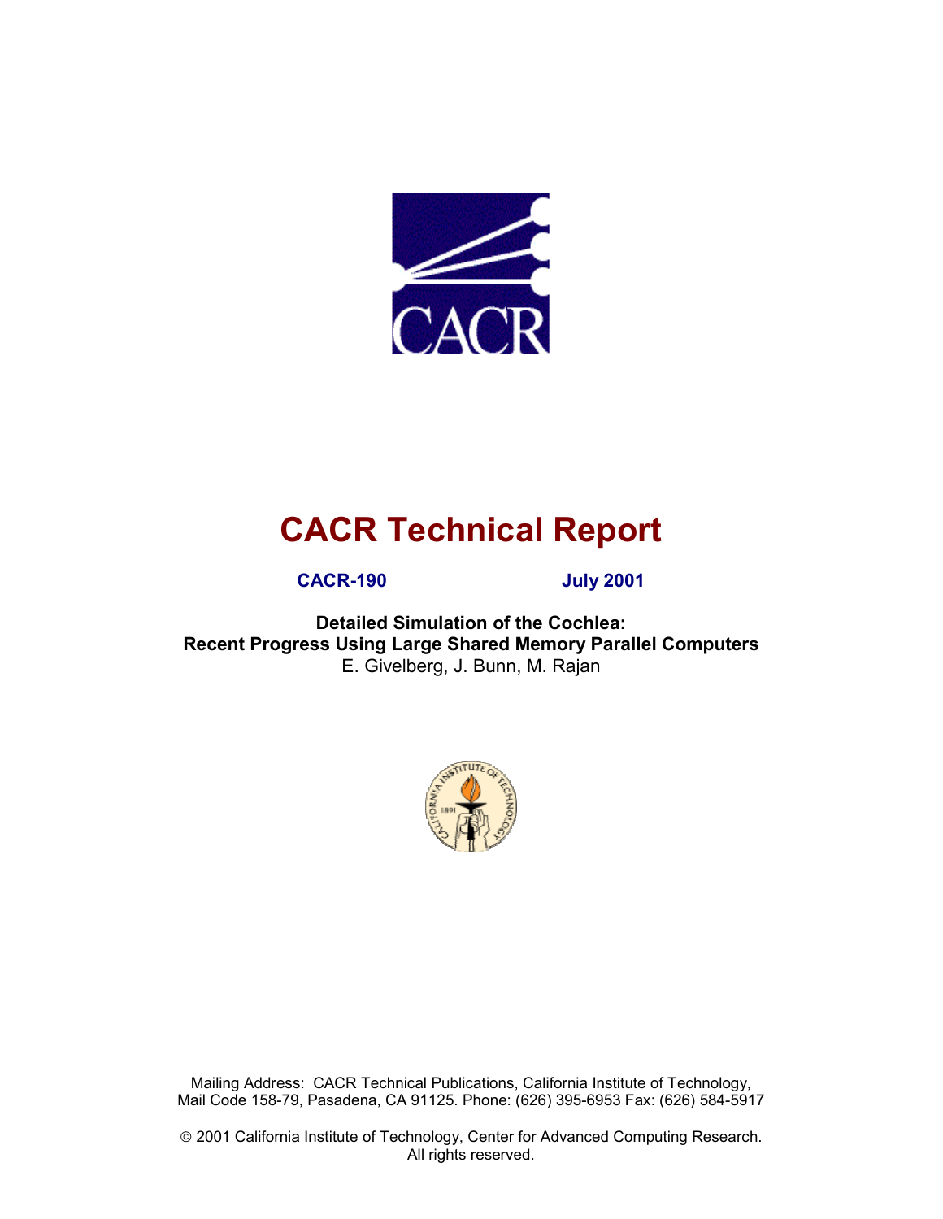# CACR Technical Report

**CACR-190** **July 2001**

**Detailed Simulation of the Cochlea:**
**Recent Progress Using Large Shared Memory Parallel Computers**

E. Givelberg, J. Bunn, M. Rajan

Mailing Address: CACR Technical Publications, California Institute of Technology, Mail Code 158-79, Pasadena, CA 91125. Phone: (626) 395-6953 Fax: (626) 584-5917

© 2001 California Institute of Technology, Center for Advanced Computing Research. All rights reserved.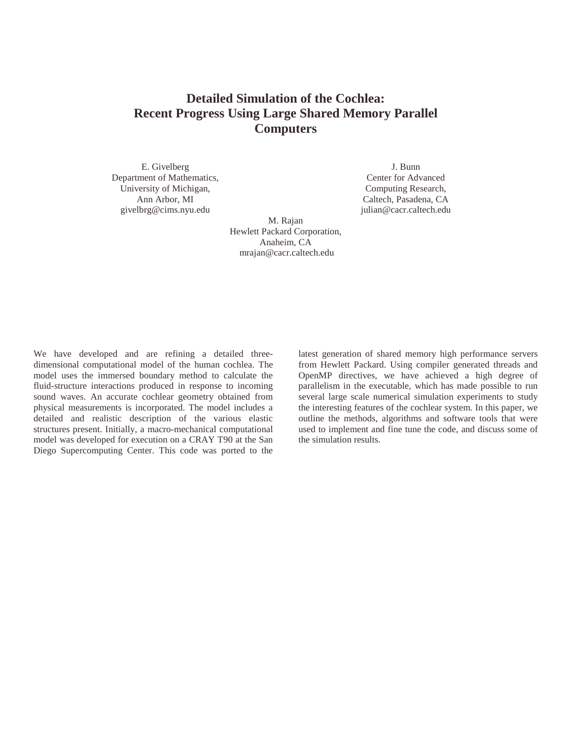# Detailed Simulation of the Cochlea: Recent Progress Using Large Shared Memory Parallel Computers

E. Givelberg
Department of Mathematics,
University of Michigan,
Ann Arbor, MI
givelbrg@cims.nyu.edu

J. Bunn
Center for Advanced
Computing Research,
Caltech, Pasadena, CA
julian@cacr.caltech.edu

M. Rajan
Hewlett Packard Corporation,
Anaheim, CA
mrajan@cacr.caltech.edu

We have developed and are refining a detailed three-dimensional computational model of the human cochlea. The model uses the immersed boundary method to calculate the fluid-structure interactions produced in response to incoming sound waves. An accurate cochlear geometry obtained from physical measurements is incorporated. The model includes a detailed and realistic description of the various elastic structures present. Initially, a macro-mechanical computational model was developed for execution on a CRAY T90 at the San Diego Supercomputing Center. This code was ported to the latest generation of shared memory high performance servers from Hewlett Packard. Using compiler generated threads and OpenMP directives, we have achieved a high degree of parallelism in the executable, which has made possible to run several large scale numerical simulation experiments to study the interesting features of the cochlear system. In this paper, we outline the methods, algorithms and software tools that were used to implement and fine tune the code, and discuss some of the simulation results.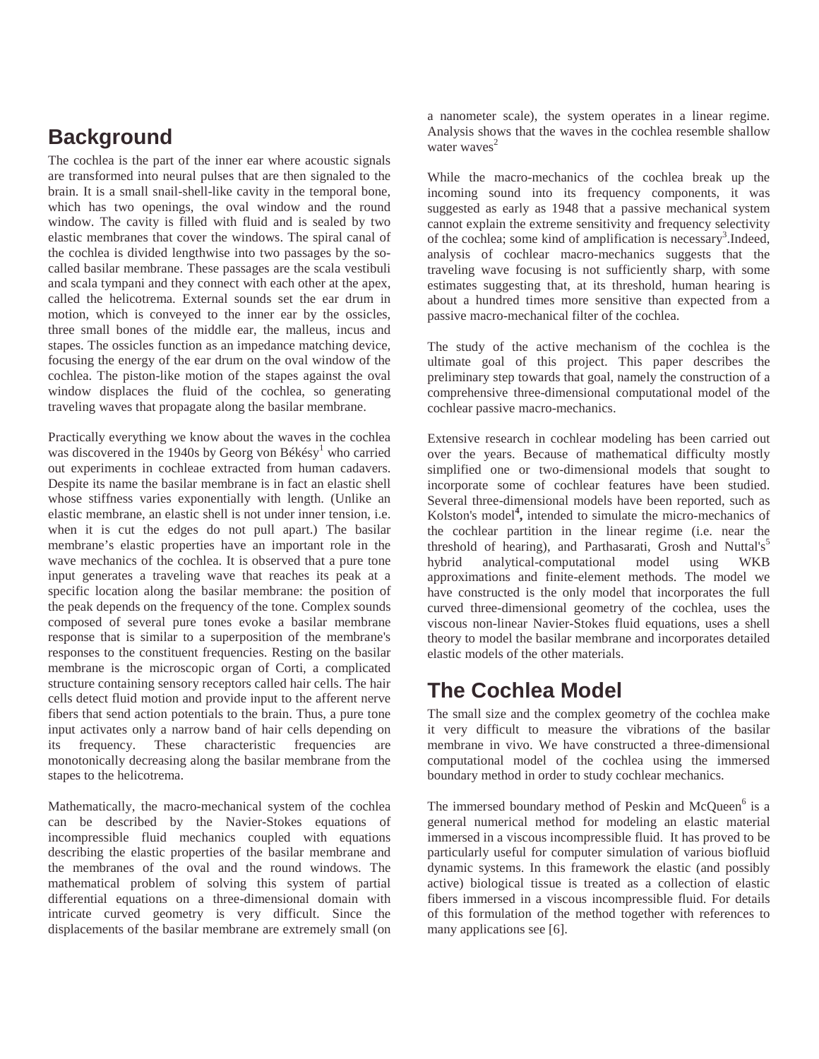## Background

The cochlea is the part of the inner ear where acoustic signals are transformed into neural pulses that are then signaled to the brain. It is a small snail-shell-like cavity in the temporal bone, which has two openings, the oval window and the round window. The cavity is filled with fluid and is sealed by two elastic membranes that cover the windows. The spiral canal of the cochlea is divided lengthwise into two passages by the so-called basilar membrane. These passages are the scala vestibuli and scala tympani and they connect with each other at the apex, called the helicotrema. External sounds set the ear drum in motion, which is conveyed to the inner ear by the ossicles, three small bones of the middle ear, the malleus, incus and stapes. The ossicles function as an impedance matching device, focusing the energy of the ear drum on the oval window of the cochlea. The piston-like motion of the stapes against the oval window displaces the fluid of the cochlea, so generating traveling waves that propagate along the basilar membrane.

Practically everything we know about the waves in the cochlea was discovered in the 1940s by Georg von Békésy[1] who carried out experiments in cochleae extracted from human cadavers. Despite its name the basilar membrane is in fact an elastic shell whose stiffness varies exponentially with length. (Unlike an elastic membrane, an elastic shell is not under inner tension, i.e. when it is cut the edges do not pull apart.) The basilar membrane's elastic properties have an important role in the wave mechanics of the cochlea. It is observed that a pure tone input generates a traveling wave that reaches its peak at a specific location along the basilar membrane: the position of the peak depends on the frequency of the tone. Complex sounds composed of several pure tones evoke a basilar membrane response that is similar to a superposition of the membrane's responses to the constituent frequencies. Resting on the basilar membrane is the microscopic organ of Corti, a complicated structure containing sensory receptors called hair cells. The hair cells detect fluid motion and provide input to the afferent nerve fibers that send action potentials to the brain. Thus, a pure tone input activates only a narrow band of hair cells depending on its frequency. These characteristic frequencies are monotonically decreasing along the basilar membrane from the stapes to the helicotrema.

Mathematically, the macro-mechanical system of the cochlea can be described by the Navier-Stokes equations of incompressible fluid mechanics coupled with equations describing the elastic properties of the basilar membrane and the membranes of the oval and the round windows. The mathematical problem of solving this system of partial differential equations on a three-dimensional domain with intricate curved geometry is very difficult. Since the displacements of the basilar membrane are extremely small (on a nanometer scale), the system operates in a linear regime. Analysis shows that the waves in the cochlea resemble shallow water waves[2]

While the macro-mechanics of the cochlea break up the incoming sound into its frequency components, it was suggested as early as 1948 that a passive mechanical system cannot explain the extreme sensitivity and frequency selectivity of the cochlea; some kind of amplification is necessary[3].Indeed, analysis of cochlear macro-mechanics suggests that the traveling wave focusing is not sufficiently sharp, with some estimates suggesting that, at its threshold, human hearing is about a hundred times more sensitive than expected from a passive macro-mechanical filter of the cochlea.

The study of the active mechanism of the cochlea is the ultimate goal of this project. This paper describes the preliminary step towards that goal, namely the construction of a comprehensive three-dimensional computational model of the cochlear passive macro-mechanics.

Extensive research in cochlear modeling has been carried out over the years. Because of mathematical difficulty mostly simplified one or two-dimensional models that sought to incorporate some of cochlear features have been studied. Several three-dimensional models have been reported, such as Kolston's model[4], intended to simulate the micro-mechanics of the cochlear partition in the linear regime (i.e. near the threshold of hearing), and Parthasarati, Grosh and Nuttal's[5] hybrid analytical-computational model using WKB approximations and finite-element methods. The model we have constructed is the only model that incorporates the full curved three-dimensional geometry of the cochlea, uses the viscous non-linear Navier-Stokes fluid equations, uses a shell theory to model the basilar membrane and incorporates detailed elastic models of the other materials.

## The Cochlea Model

The small size and the complex geometry of the cochlea make it very difficult to measure the vibrations of the basilar membrane in vivo. We have constructed a three-dimensional computational model of the cochlea using the immersed boundary method in order to study cochlear mechanics.

The immersed boundary method of Peskin and McQueen[6] is a general numerical method for modeling an elastic material immersed in a viscous incompressible fluid. It has proved to be particularly useful for computer simulation of various biofluid dynamic systems. In this framework the elastic (and possibly active) biological tissue is treated as a collection of elastic fibers immersed in a viscous incompressible fluid. For details of this formulation of the method together with references to many applications see [6].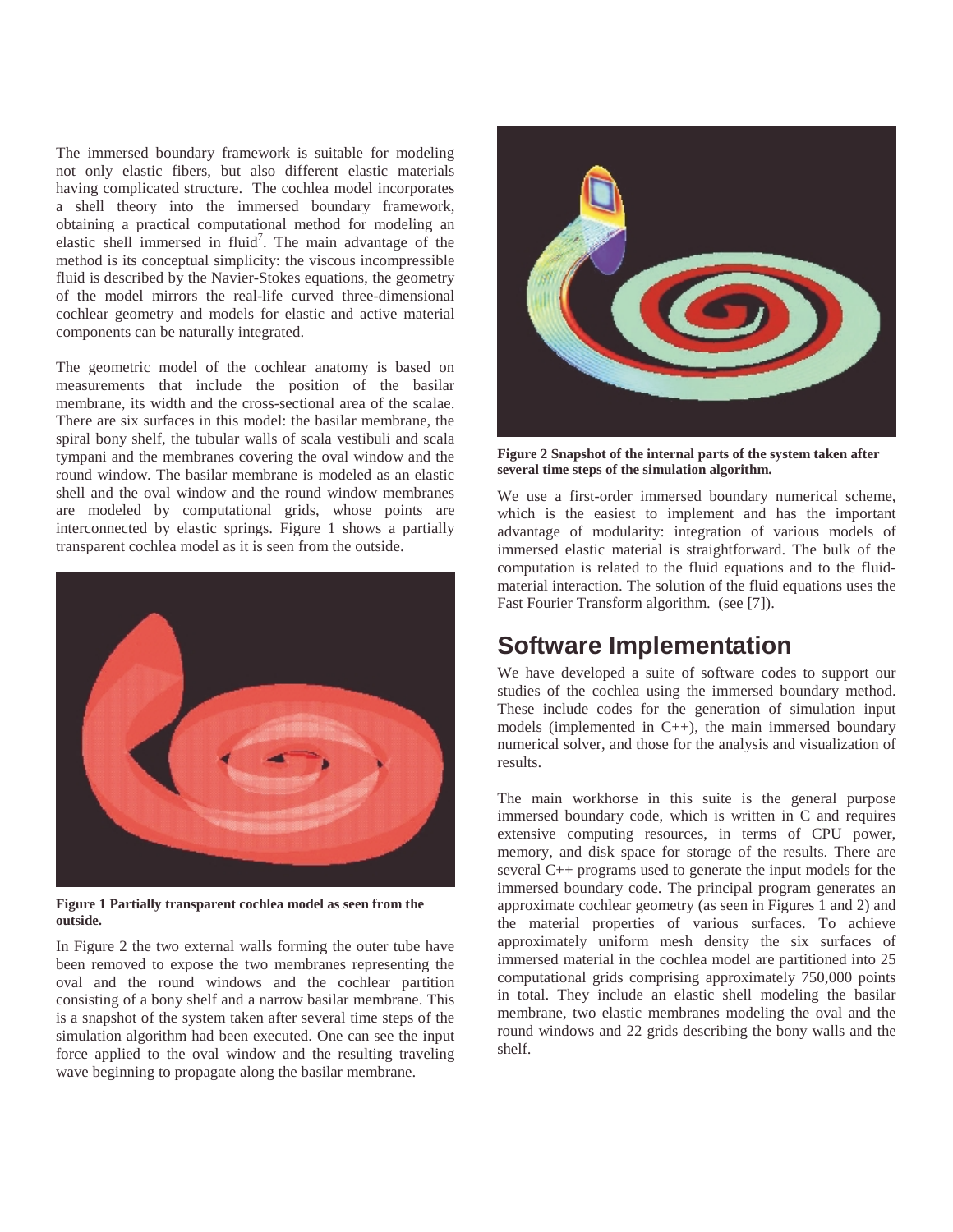The immersed boundary framework is suitable for modeling not only elastic fibers, but also different elastic materials having complicated structure. The cochlea model incorporates a shell theory into the immersed boundary framework, obtaining a practical computational method for modeling an elastic shell immersed in fluid[7]. The main advantage of the method is its conceptual simplicity: the viscous incompressible fluid is described by the Navier-Stokes equations, the geometry of the model mirrors the real-life curved three-dimensional cochlear geometry and models for elastic and active material components can be naturally integrated.

The geometric model of the cochlear anatomy is based on measurements that include the position of the basilar membrane, its width and the cross-sectional area of the scalae. There are six surfaces in this model: the basilar membrane, the spiral bony shelf, the tubular walls of scala vestibuli and scala tympani and the membranes covering the oval window and the round window. The basilar membrane is modeled as an elastic shell and the oval window and the round window membranes are modeled by computational grids, whose points are interconnected by elastic springs. Figure 1 shows a partially transparent cochlea model as it is seen from the outside.

**Figure 1 Partially transparent cochlea model as seen from the outside.**

In Figure 2 the two external walls forming the outer tube have been removed to expose the two membranes representing the oval and the round windows and the cochlear partition consisting of a bony shelf and a narrow basilar membrane. This is a snapshot of the system taken after several time steps of the simulation algorithm had been executed. One can see the input force applied to the oval window and the resulting traveling wave beginning to propagate along the basilar membrane.

**Figure 2 Snapshot of the internal parts of the system taken after several time steps of the simulation algorithm.**

We use a first-order immersed boundary numerical scheme, which is the easiest to implement and has the important advantage of modularity: integration of various models of immersed elastic material is straightforward. The bulk of the computation is related to the fluid equations and to the fluid-material interaction. The solution of the fluid equations uses the Fast Fourier Transform algorithm. (see [7]).

## Software Implementation

We have developed a suite of software codes to support our studies of the cochlea using the immersed boundary method. These include codes for the generation of simulation input models (implemented in C++), the main immersed boundary numerical solver, and those for the analysis and visualization of results.

The main workhorse in this suite is the general purpose immersed boundary code, which is written in C and requires extensive computing resources, in terms of CPU power, memory, and disk space for storage of the results. There are several C++ programs used to generate the input models for the immersed boundary code. The principal program generates an approximate cochlear geometry (as seen in Figures 1 and 2) and the material properties of various surfaces. To achieve approximately uniform mesh density the six surfaces of immersed material in the cochlea model are partitioned into 25 computational grids comprising approximately 750,000 points in total. They include an elastic shell modeling the basilar membrane, two elastic membranes modeling the oval and the round windows and 22 grids describing the bony walls and the shelf.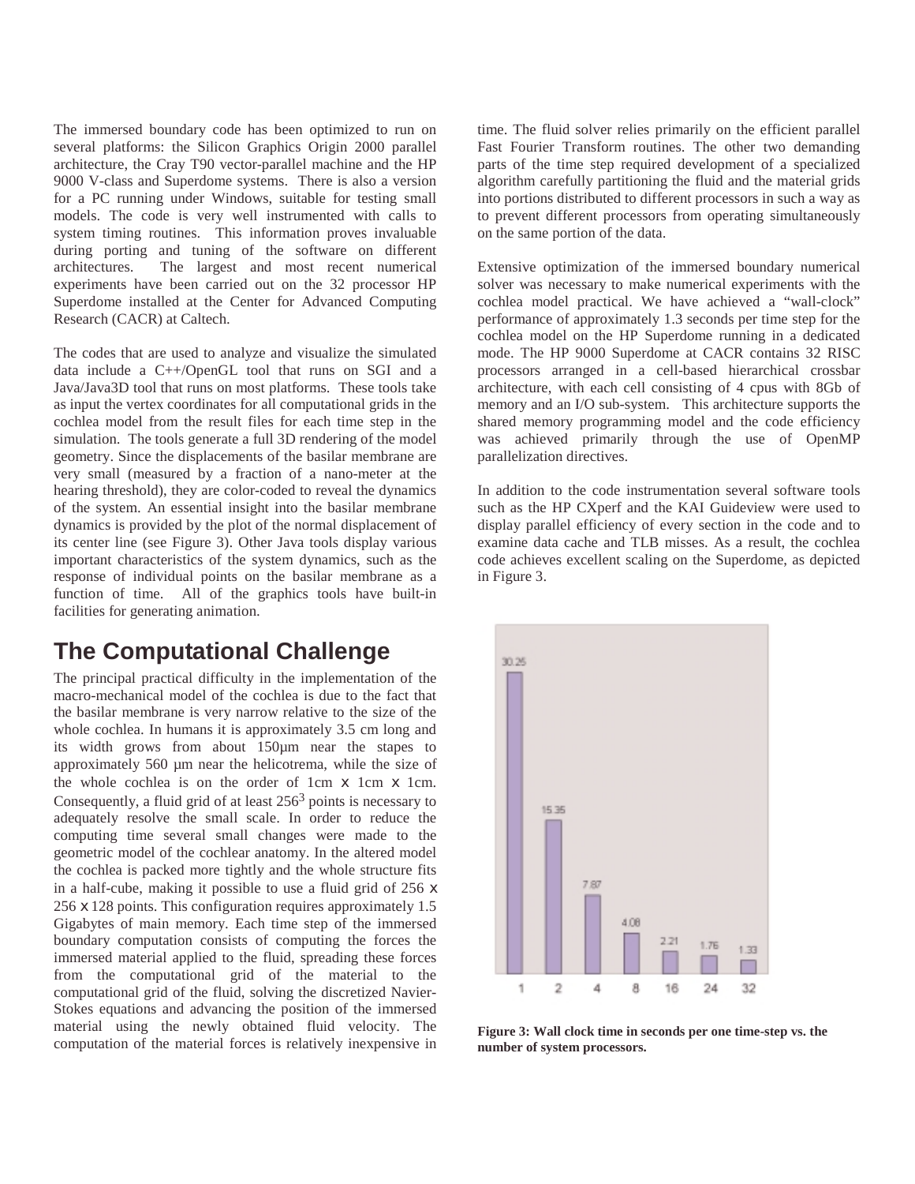The immersed boundary code has been optimized to run on several platforms: the Silicon Graphics Origin 2000 parallel architecture, the Cray T90 vector-parallel machine and the HP 9000 V-class and Superdome systems. There is also a version for a PC running under Windows, suitable for testing small models. The code is very well instrumented with calls to system timing routines. This information proves invaluable during porting and tuning of the software on different architectures. The largest and most recent numerical experiments have been carried out on the 32 processor HP Superdome installed at the Center for Advanced Computing Research (CACR) at Caltech.

The codes that are used to analyze and visualize the simulated data include a C++/OpenGL tool that runs on SGI and a Java/Java3D tool that runs on most platforms. These tools take as input the vertex coordinates for all computational grids in the cochlea model from the result files for each time step in the simulation. The tools generate a full 3D rendering of the model geometry. Since the displacements of the basilar membrane are very small (measured by a fraction of a nano-meter at the hearing threshold), they are color-coded to reveal the dynamics of the system. An essential insight into the basilar membrane dynamics is provided by the plot of the normal displacement of its center line (see Figure 3). Other Java tools display various important characteristics of the system dynamics, such as the response of individual points on the basilar membrane as a function of time. All of the graphics tools have built-in facilities for generating animation.

## The Computational Challenge

The principal practical difficulty in the implementation of the macro-mechanical model of the cochlea is due to the fact that the basilar membrane is very narrow relative to the size of the whole cochlea. In humans it is approximately 3.5 cm long and its width grows from about 150µm near the stapes to approximately 560 µm near the helicotrema, while the size of the whole cochlea is on the order of 1cm x 1cm x 1cm. Consequently, a fluid grid of at least $256^3$ points is necessary to adequately resolve the small scale. In order to reduce the computing time several small changes were made to the geometric model of the cochlear anatomy. In the altered model the cochlea is packed more tightly and the whole structure fits in a half-cube, making it possible to use a fluid grid of 256 x 256 x 128 points. This configuration requires approximately 1.5 Gigabytes of main memory. Each time step of the immersed boundary computation consists of computing the forces the immersed material applied to the fluid, spreading these forces from the computational grid of the material to the computational grid of the fluid, solving the discretized Navier-Stokes equations and advancing the position of the immersed material using the newly obtained fluid velocity. The computation of the material forces is relatively inexpensive in time. The fluid solver relies primarily on the efficient parallel Fast Fourier Transform routines. The other two demanding parts of the time step required development of a specialized algorithm carefully partitioning the fluid and the material grids into portions distributed to different processors in such a way as to prevent different processors from operating simultaneously on the same portion of the data.

Extensive optimization of the immersed boundary numerical solver was necessary to make numerical experiments with the cochlea model practical. We have achieved a “wall-clock” performance of approximately 1.3 seconds per time step for the cochlea model on the HP Superdome running in a dedicated mode. The HP 9000 Superdome at CACR contains 32 RISC processors arranged in a cell-based hierarchical crossbar architecture, with each cell consisting of 4 cpus with 8Gb of memory and an I/O sub-system. This architecture supports the shared memory programming model and the code efficiency was achieved primarily through the use of OpenMP parallelization directives.

In addition to the code instrumentation several software tools such as the HP CXperf and the KAI Guideview were used to display parallel efficiency of every section in the code and to examine data cache and TLB misses. As a result, the cochlea code achieves excellent scaling on the Superdome, as depicted in Figure 3.

| Processors | 1 | 2 | 4 | 8 | 16 | 24 | 32 |
|---|---|---|---|---|---|---|---|
| Wall clock time (s) | 30.25 | 15.35 | 7.87 | 4.08 | 2.21 | 1.76 | 1.33 |

**Figure 3: Wall clock time in seconds per one time-step vs. the number of system processors.**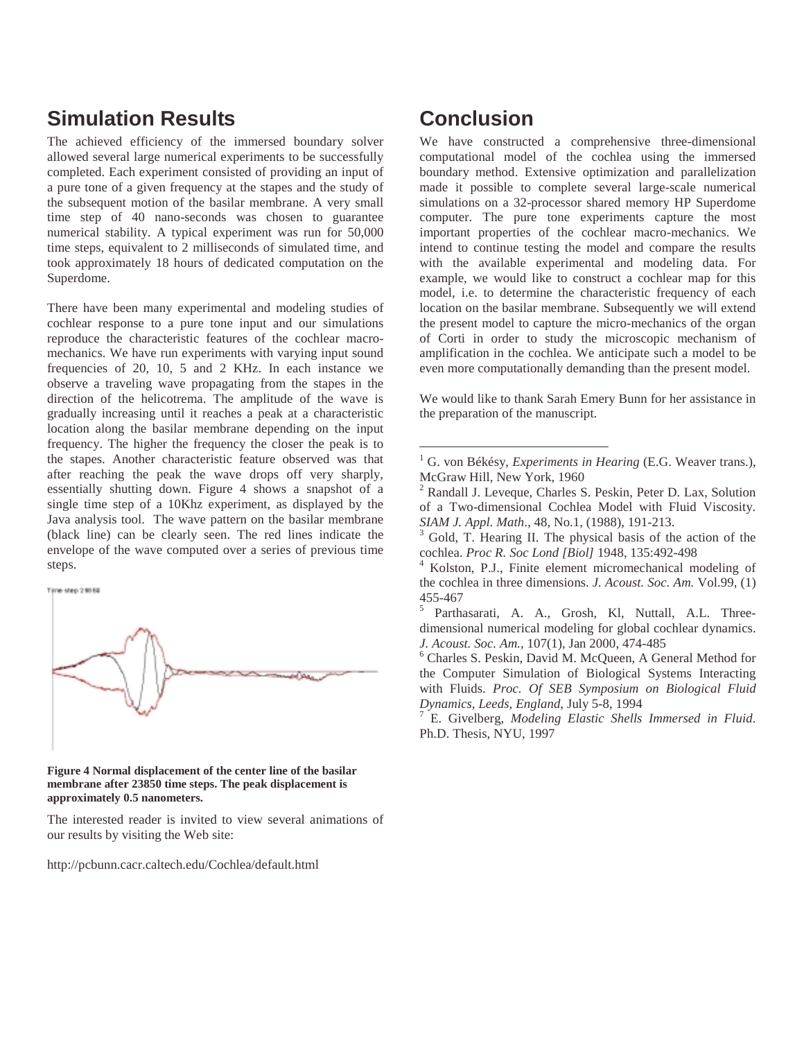## Simulation Results

The achieved efficiency of the immersed boundary solver allowed several large numerical experiments to be successfully completed. Each experiment consisted of providing an input of a pure tone of a given frequency at the stapes and the study of the subsequent motion of the basilar membrane. A very small time step of 40 nano-seconds was chosen to guarantee numerical stability. A typical experiment was run for 50,000 time steps, equivalent to 2 milliseconds of simulated time, and took approximately 18 hours of dedicated computation on the Superdome.

There have been many experimental and modeling studies of cochlear response to a pure tone input and our simulations reproduce the characteristic features of the cochlear macro-mechanics. We have run experiments with varying input sound frequencies of 20, 10, 5 and 2 KHz. In each instance we observe a traveling wave propagating from the stapes in the direction of the helicotrema. The amplitude of the wave is gradually increasing until it reaches a peak at a characteristic location along the basilar membrane depending on the input frequency. The higher the frequency the closer the peak is to the stapes. Another characteristic feature observed was that after reaching the peak the wave drops off very sharply, essentially shutting down. Figure 4 shows a snapshot of a single time step of a 10Khz experiment, as displayed by the Java analysis tool. The wave pattern on the basilar membrane (black line) can be clearly seen. The red lines indicate the envelope of the wave computed over a series of previous time steps.

Time step 23850

**Figure 4 Normal displacement of the center line of the basilar membrane after 23850 time steps. The peak displacement is approximately 0.5 nanometers.**

The interested reader is invited to view several animations of our results by visiting the Web site:

http://pcbunn.cacr.caltech.edu/Cochlea/default.html

## Conclusion

We have constructed a comprehensive three-dimensional computational model of the cochlea using the immersed boundary method. Extensive optimization and parallelization made it possible to complete several large-scale numerical simulations on a 32-processor shared memory HP Superdome computer. The pure tone experiments capture the most important properties of the cochlear macro-mechanics. We intend to continue testing the model and compare the results with the available experimental and modeling data. For example, we would like to construct a cochlear map for this model, i.e. to determine the characteristic frequency of each location on the basilar membrane. Subsequently we will extend the present model to capture the micro-mechanics of the organ of Corti in order to study the microscopic mechanism of amplification in the cochlea. We anticipate such a model to be even more computationally demanding than the present model.

We would like to thank Sarah Emery Bunn for her assistance in the preparation of the manuscript.

---

[1] G. von Békésy, *Experiments in Hearing* (E.G. Weaver trans.), McGraw Hill, New York, 1960

[2] Randall J. Leveque, Charles S. Peskin, Peter D. Lax, Solution of a Two-dimensional Cochlea Model with Fluid Viscosity. *SIAM J. Appl. Math*., 48, No.1, (1988), 191-213.

[3] Gold, T. Hearing II. The physical basis of the action of the cochlea. *Proc R. Soc Lond [Biol]* 1948, 135:492-498

[4] Kolston, P.J., Finite element micromechanical modeling of the cochlea in three dimensions. *J. Acoust. Soc. Am.* Vol.99, (1) 455-467

[5] Parthasarati, A. A., Grosh, Kl, Nuttall, A.L. Three-dimensional numerical modeling for global cochlear dynamics. *J. Acoust. Soc. Am.*, 107(1), Jan 2000, 474-485

[6] Charles S. Peskin, David M. McQueen, A General Method for the Computer Simulation of Biological Systems Interacting with Fluids. *Proc. Of SEB Symposium on Biological Fluid Dynamics, Leeds, England*, July 5-8, 1994

[7] E. Givelberg, *Modeling Elastic Shells Immersed in Fluid*. Ph.D. Thesis, NYU, 1997